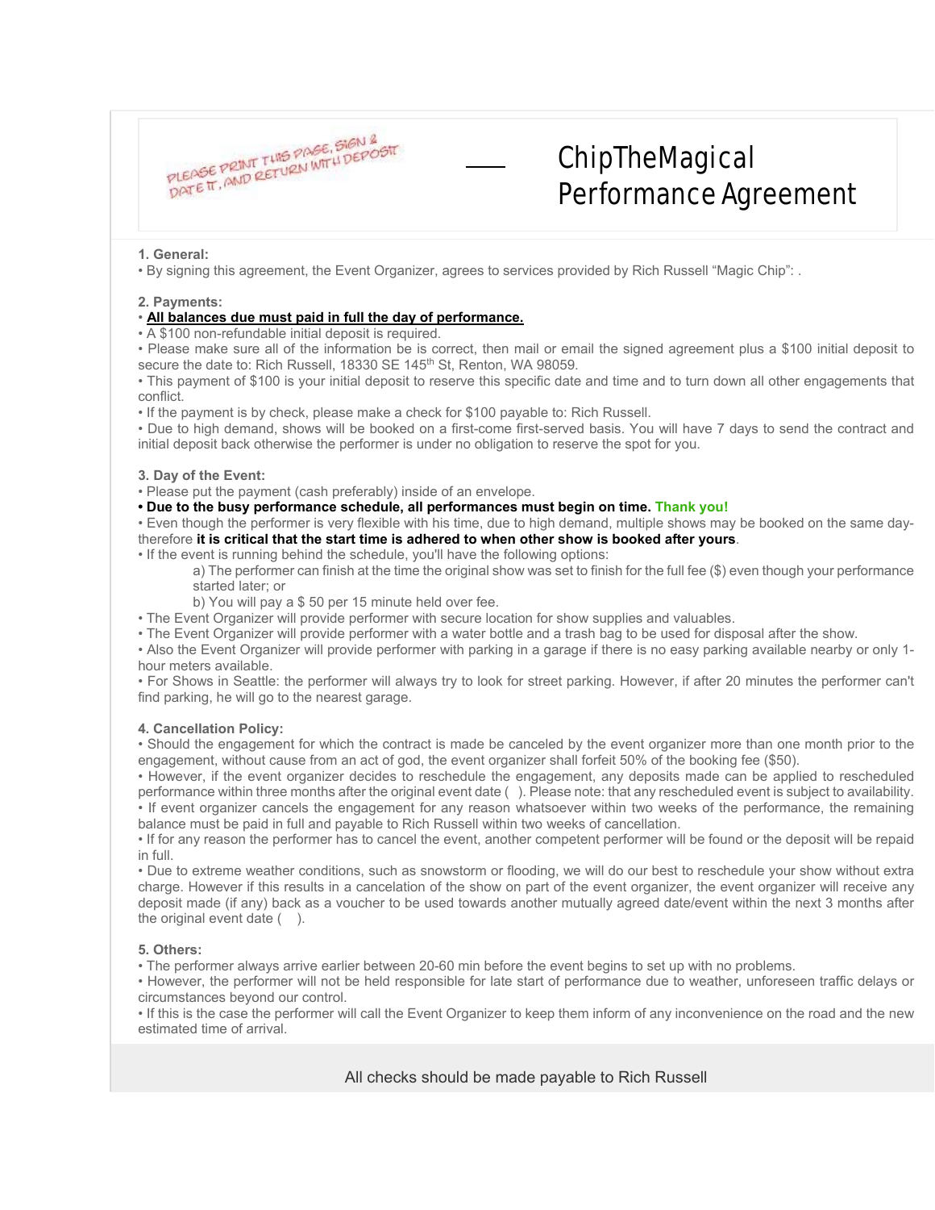PLEASE PRINT THIS PAGE, SIGN & DATE IT, AND RETURN WITH DEPOSIT

# ChipTheMagical Performance Agreement

**1. General:**

• By signing this agreement, the Event Organizer, agrees to services provided by Rich Russell "Magic Chip": .

**2. Payments:**

• **All balances due must paid in full the day of performance.**

• A $100 non-refundable initial deposit is required.

• Please make sure all of the information be is correct, then mail or email the signed agreement plus a $100 initial deposit to secure the date to: Rich Russell, 18330 SE 145th St, Renton, WA 98059.

• This payment of $100 is your initial deposit to reserve this specific date and time and to turn down all other engagements that conflict.

• If the payment is by check, please make a check for $100 payable to: Rich Russell.

• Due to high demand, shows will be booked on a first-come first-served basis. You will have 7 days to send the contract and initial deposit back otherwise the performer is under no obligation to reserve the spot for you.

**3. Day of the Event:**

• Please put the payment (cash preferably) inside of an envelope.

• **Due to the busy performance schedule, all performances must begin on time. Thank you!**

• Even though the performer is very flexible with his time, due to high demand, multiple shows may be booked on the same day- therefore **it is critical that the start time is adhered to when other show is booked after yours**.

• If the event is running behind the schedule, you'll have the following options:

a) The performer can finish at the time the original show was set to finish for the full fee ($) even though your performance started later; or

b) You will pay a $ 50 per 15 minute held over fee.

• The Event Organizer will provide performer with secure location for show supplies and valuables.

• The Event Organizer will provide performer with a water bottle and a trash bag to be used for disposal after the show.

• Also the Event Organizer will provide performer with parking in a garage if there is no easy parking available nearby or only 1-hour meters available.

• For Shows in Seattle: the performer will always try to look for street parking. However, if after 20 minutes the performer can't find parking, he will go to the nearest garage.

**4. Cancellation Policy:**

• Should the engagement for which the contract is made be canceled by the event organizer more than one month prior to the engagement, without cause from an act of god, the event organizer shall forfeit 50% of the booking fee ($50).

• However, if the event organizer decides to reschedule the engagement, any deposits made can be applied to rescheduled performance within three months after the original event date ( ). Please note: that any rescheduled event is subject to availability.

• If event organizer cancels the engagement for any reason whatsoever within two weeks of the performance, the remaining balance must be paid in full and payable to Rich Russell within two weeks of cancellation.

• If for any reason the performer has to cancel the event, another competent performer will be found or the deposit will be repaid in full.

• Due to extreme weather conditions, such as snowstorm or flooding, we will do our best to reschedule your show without extra charge. However if this results in a cancelation of the show on part of the event organizer, the event organizer will receive any deposit made (if any) back as a voucher to be used towards another mutually agreed date/event within the next 3 months after the original event date ( ).

**5. Others:**

• The performer always arrive earlier between 20-60 min before the event begins to set up with no problems.

• However, the performer will not be held responsible for late start of performance due to weather, unforeseen traffic delays or circumstances beyond our control.

• If this is the case the performer will call the Event Organizer to keep them inform of any inconvenience on the road and the new estimated time of arrival.

All checks should be made payable to Rich Russell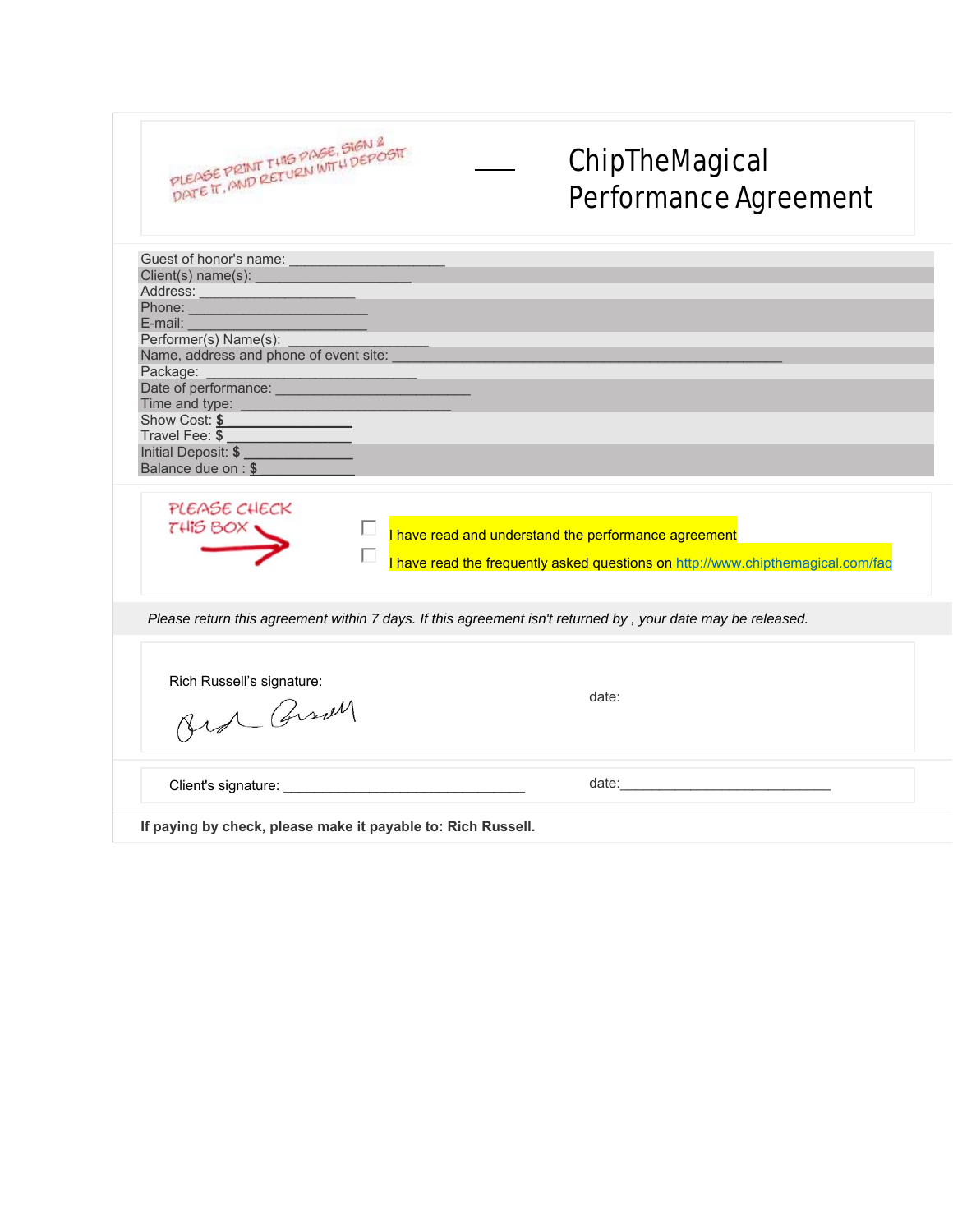PLEASE PRINT THIS PAGE, SIGN & DATE IT, AND RETURN WITH DEPOSIT

# ChipTheMagical Performance Agreement

Guest of honor's name: ____________________
Client(s) name(s): ____________________
Address: ____________________
Phone: ____________________
E-mail: ____________________
Performer(s) Name(s): __________________
Name, address and phone of event site: ____________________________________________________
Package: ____________________________
Date of performance: __________________________
Time and type: ____________________________
Show Cost: $________________
Travel Fee: $ ______________
Initial Deposit: $ ______________
Balance due on : $ ______________

PLEASE CHECK THIS BOX

- [ ] I have read and understand the performance agreement
- [ ] I have read the frequently asked questions on http://www.chipthemagical.com/faq

*Please return this agreement within 7 days. If this agreement isn't returned by , your date may be released.*

Rich Russell's signature: Rich Russell | date:

Client's signature: _______________________________ | date:___________________________

**If paying by check, please make it payable to: Rich Russell.**